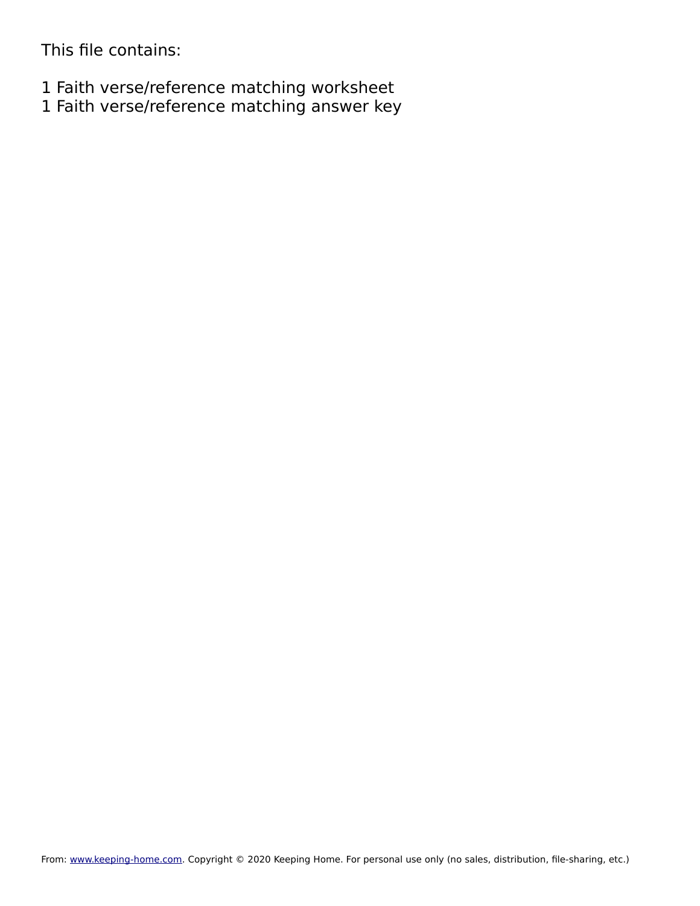This file contains:

1 Faith verse/reference matching worksheet
1 Faith verse/reference matching answer key

From: www.keeping-home.com. Copyright © 2020 Keeping Home. For personal use only (no sales, distribution, file-sharing, etc.)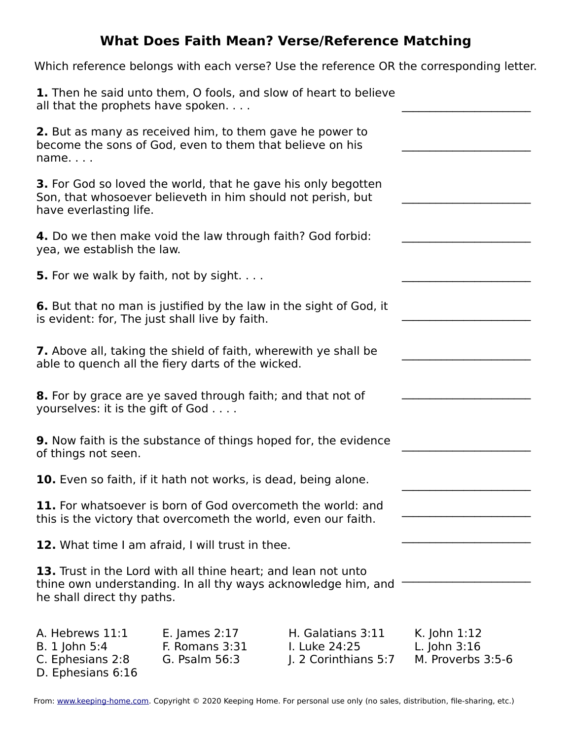# What Does Faith Mean? Verse/Reference Matching

Which reference belongs with each verse? Use the reference OR the corresponding letter.

**1.** Then he said unto them, O fools, and slow of heart to believe all that the prophets have spoken. . . . \_\_\_\_\_\_\_\_\_\_\_\_\_\_\_\_\_\_\_\_

**2.** But as many as received him, to them gave he power to become the sons of God, even to them that believe on his name. . . . \_\_\_\_\_\_\_\_\_\_\_\_\_\_\_\_\_\_\_\_

**3.** For God so loved the world, that he gave his only begotten Son, that whosoever believeth in him should not perish, but have everlasting life. \_\_\_\_\_\_\_\_\_\_\_\_\_\_\_\_\_\_\_\_

**4.** Do we then make void the law through faith? God forbid: yea, we establish the law. \_\_\_\_\_\_\_\_\_\_\_\_\_\_\_\_\_\_\_\_

**5.** For we walk by faith, not by sight. . . . \_\_\_\_\_\_\_\_\_\_\_\_\_\_\_\_\_\_\_\_

**6.** But that no man is justified by the law in the sight of God, it is evident: for, The just shall live by faith. \_\_\_\_\_\_\_\_\_\_\_\_\_\_\_\_\_\_\_\_

**7.** Above all, taking the shield of faith, wherewith ye shall be able to quench all the fiery darts of the wicked. \_\_\_\_\_\_\_\_\_\_\_\_\_\_\_\_\_\_\_\_

**8.** For by grace are ye saved through faith; and that not of yourselves: it is the gift of God . . . . \_\_\_\_\_\_\_\_\_\_\_\_\_\_\_\_\_\_\_\_

**9.** Now faith is the substance of things hoped for, the evidence of things not seen. \_\_\_\_\_\_\_\_\_\_\_\_\_\_\_\_\_\_\_\_

**10.** Even so faith, if it hath not works, is dead, being alone. \_\_\_\_\_\_\_\_\_\_\_\_\_\_\_\_\_\_\_\_

**11.** For whatsoever is born of God overcometh the world: and this is the victory that overcometh the world, even our faith. \_\_\_\_\_\_\_\_\_\_\_\_\_\_\_\_\_\_\_\_

**12.** What time I am afraid, I will trust in thee. \_\_\_\_\_\_\_\_\_\_\_\_\_\_\_\_\_\_\_\_

**13.** Trust in the Lord with all thine heart; and lean not unto thine own understanding. In all thy ways acknowledge him, and he shall direct thy paths. \_\_\_\_\_\_\_\_\_\_\_\_\_\_\_\_\_\_\_\_

A. Hebrews 11:1
B. 1 John 5:4
C. Ephesians 2:8
D. Ephesians 6:16
E. James 2:17
F. Romans 3:31
G. Psalm 56:3
H. Galatians 3:11
I. Luke 24:25
J. 2 Corinthians 5:7
K. John 1:12
L. John 3:16
M. Proverbs 3:5-6

From: www.keeping-home.com. Copyright © 2020 Keeping Home. For personal use only (no sales, distribution, file-sharing, etc.)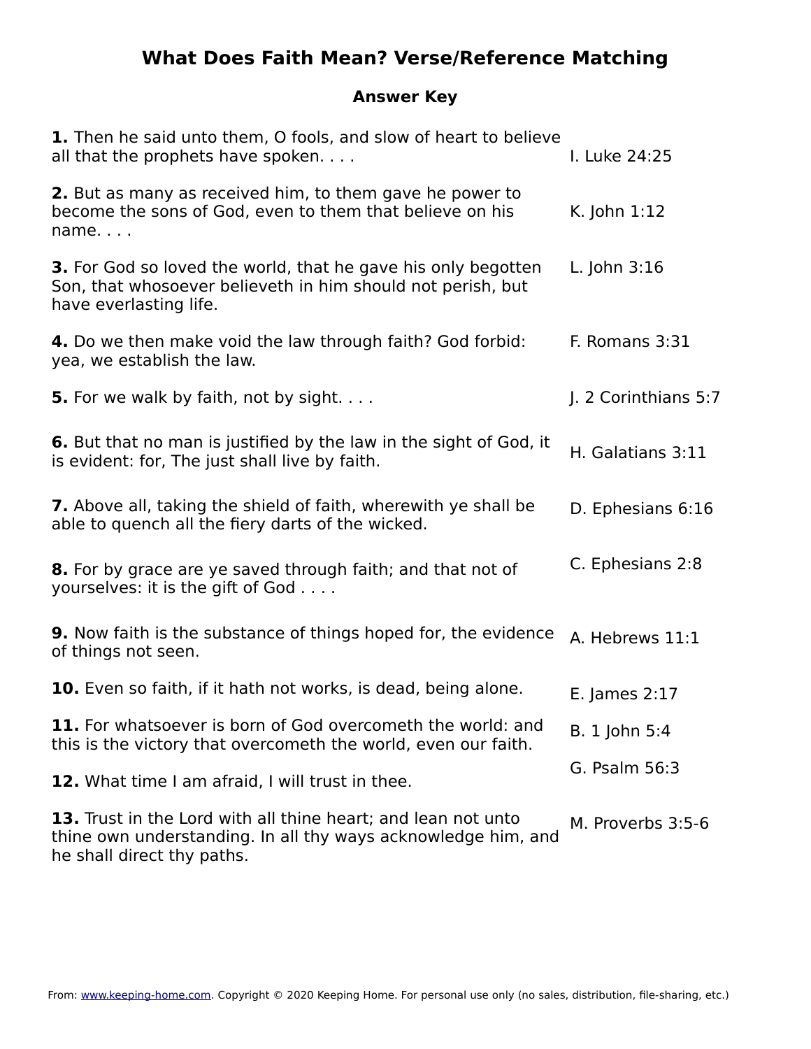# What Does Faith Mean? Verse/Reference Matching

## Answer Key

| | |
|---|---|
| **1.** Then he said unto them, O fools, and slow of heart to believe all that the prophets have spoken. . . . | I. Luke 24:25 |
| **2.** But as many as received him, to them gave he power to become the sons of God, even to them that believe on his name. . . . | K. John 1:12 |
| **3.** For God so loved the world, that he gave his only begotten Son, that whosoever believeth in him should not perish, but have everlasting life. | L. John 3:16 |
| **4.** Do we then make void the law through faith? God forbid: yea, we establish the law. | F. Romans 3:31 |
| **5.** For we walk by faith, not by sight. . . . | J. 2 Corinthians 5:7 |
| **6.** But that no man is justified by the law in the sight of God, it is evident: for, The just shall live by faith. | H. Galatians 3:11 |
| **7.** Above all, taking the shield of faith, wherewith ye shall be able to quench all the fiery darts of the wicked. | D. Ephesians 6:16 |
| **8.** For by grace are ye saved through faith; and that not of yourselves: it is the gift of God . . . . | C. Ephesians 2:8 |
| **9.** Now faith is the substance of things hoped for, the evidence of things not seen. | A. Hebrews 11:1 |
| **10.** Even so faith, if it hath not works, is dead, being alone. | E. James 2:17 |
| **11.** For whatsoever is born of God overcometh the world: and this is the victory that overcometh the world, even our faith. | B. 1 John 5:4 |
| **12.** What time I am afraid, I will trust in thee. | G. Psalm 56:3 |
| **13.** Trust in the Lord with all thine heart; and lean not unto thine own understanding. In all thy ways acknowledge him, and he shall direct thy paths. | M. Proverbs 3:5-6 |

From: www.keeping-home.com. Copyright © 2020 Keeping Home. For personal use only (no sales, distribution, file-sharing, etc.)